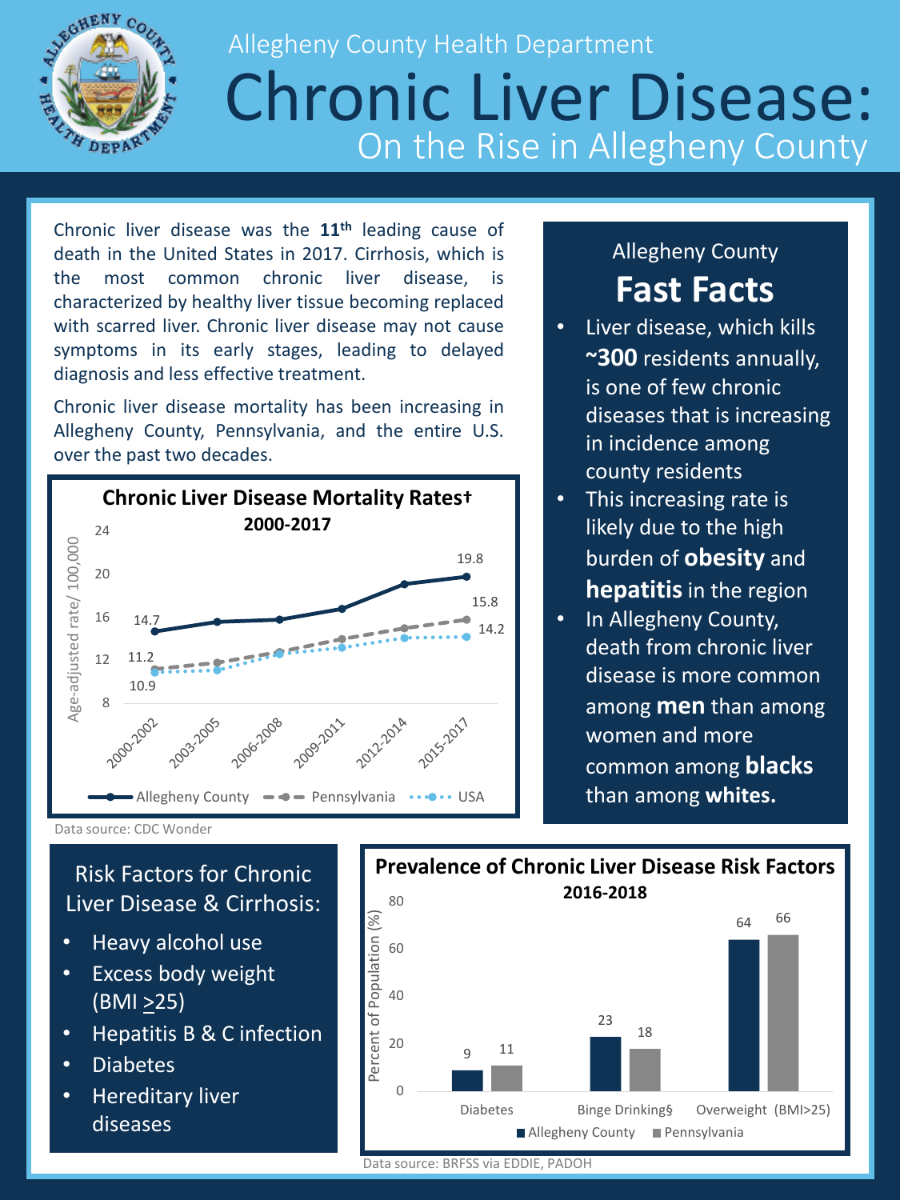Allegheny County Health Department

# Chronic Liver Disease:

## On the Rise in Allegheny County

Chronic liver disease was the **11th** leading cause of death in the United States in 2017. Cirrhosis, which is the most common chronic liver disease, is characterized by healthy liver tissue becoming replaced with scarred liver. Chronic liver disease may not cause symptoms in its early stages, leading to delayed diagnosis and less effective treatment.

Chronic liver disease mortality has been increasing in Allegheny County, Pennsylvania, and the entire U.S. over the past two decades.

**Chronic Liver Disease Mortality Rates†**
**2000-2017**

Age-adjusted rate/ 100,000

| Period | Allegheny County | Pennsylvania | USA |
|---|---|---|---|
| 2000-2002 | 14.7 | 11.2 | 10.9 |
| 2003-2005 | | | |
| 2006-2008 | | | |
| 2009-2011 | | | |
| 2012-2014 | | | |
| 2015-2017 | 19.8 | 15.8 | 14.2 |

Data source: CDC Wonder

### Allegheny County Fast Facts

- Liver disease, which kills **~300** residents annually, is one of few chronic diseases that is increasing in incidence among county residents
- This increasing rate is likely due to the high burden of **obesity** and **hepatitis** in the region
- In Allegheny County, death from chronic liver disease is more common among **men** than among women and more common among **blacks** than among **whites.**

### Risk Factors for Chronic Liver Disease & Cirrhosis:

- Heavy alcohol use
- Excess body weight (BMI >25)
- Hepatitis B & C infection
- Diabetes
- Hereditary liver diseases

**Prevalence of Chronic Liver Disease Risk Factors**
**2016-2018**

Percent of Population (%)

| Risk Factor | Allegheny County | Pennsylvania |
|---|---|---|
| Diabetes | 9 | 11 |
| Binge Drinking§ | 23 | 18 |
| Overweight (BMI>25) | 64 | 66 |

Data source: BRFSS via EDDIE, PADOH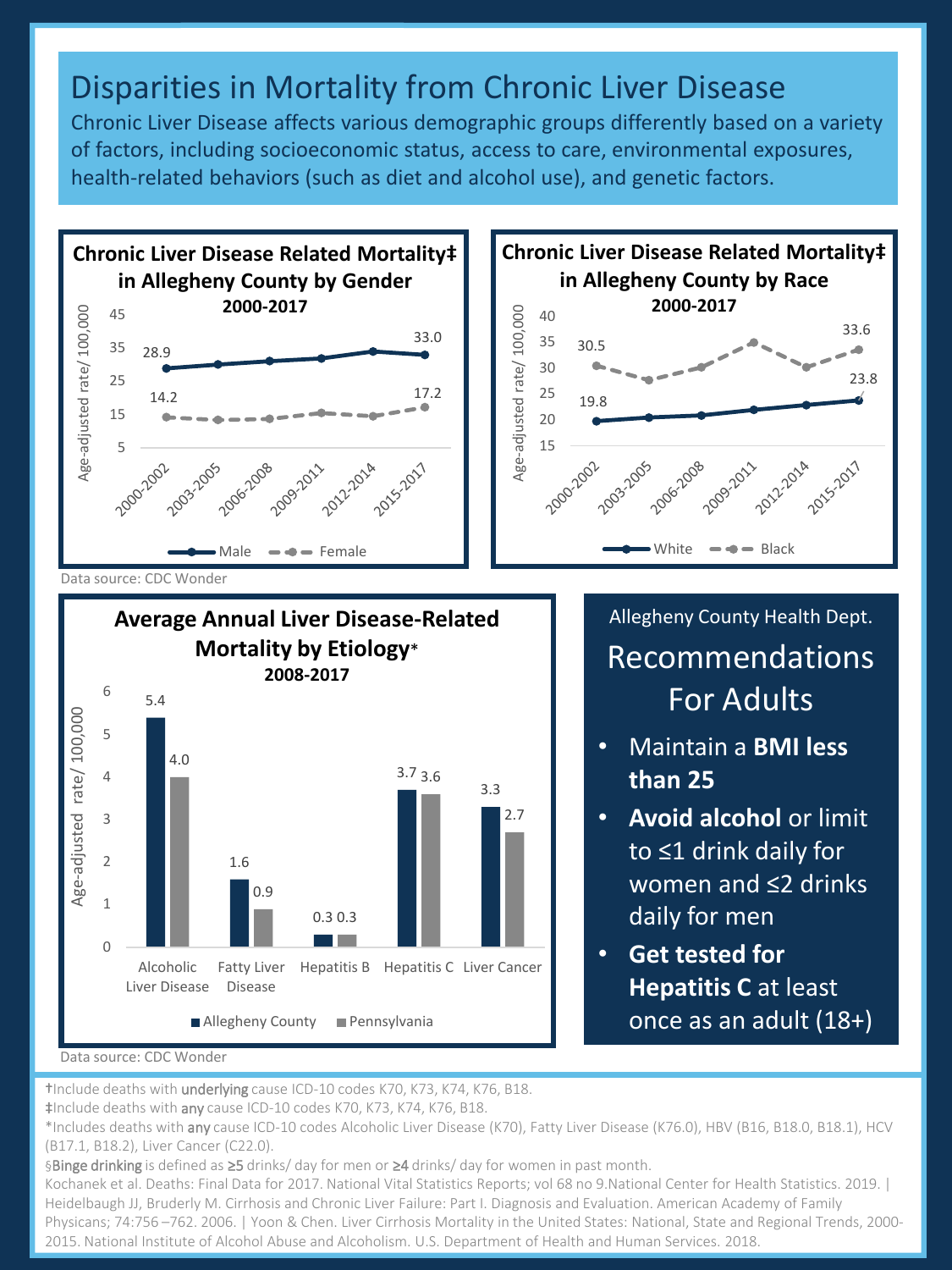# Disparities in Mortality from Chronic Liver Disease

Chronic Liver Disease affects various demographic groups differently based on a variety of factors, including socioeconomic status, access to care, environmental exposures, health-related behaviors (such as diet and alcohol use), and genetic factors.

**Chronic Liver Disease Related Mortality‡ in Allegheny County by Gender**
**2000-2017**

Age-adjusted rate/ 100,000

45
35
25
15
5

28.9
33.0
14.2
17.2

2000-2002
2003-2005
2006-2008
2009-2011
2012-2014
2015-2017

Male
Female

**Chronic Liver Disease Related Mortality‡ in Allegheny County by Race**
**2000-2017**

Age-adjusted rate/ 100,000

40
35
30
25
20
15

30.5
33.6
19.8
23.8

2000-2002
2003-2005
2006-2008
2009-2011
2012-2014
2015-2017

White
Black

Data source: CDC Wonder

**Average Annual Liver Disease-Related Mortality by Etiology***
**2008-2017**

Age-adjusted rate/ 100,000

6
5
4
3
2
1
0

Alcoholic Liver Disease: 5.4, 4.0
Fatty Liver Disease: 1.6, 0.9
Hepatitis B: 0.3, 0.3
Hepatitis C: 3.7, 3.6
Liver Cancer: 3.3, 2.7

Allegheny County
Pennsylvania

Data source: CDC Wonder

Allegheny County Health Dept.

## Recommendations For Adults

- Maintain a **BMI less than 25**
- **Avoid alcohol** or limit to ≤1 drink daily for women and ≤2 drinks daily for men
- **Get tested for Hepatitis C** at least once as an adult (18+)

†Include deaths with underlying cause ICD-10 codes K70, K73, K74, K76, B18.
‡Include deaths with any cause ICD-10 codes K70, K73, K74, K76, B18.
*Includes deaths with any cause ICD-10 codes Alcoholic Liver Disease (K70), Fatty Liver Disease (K76.0), HBV (B16, B18.0, B18.1), HCV (B17.1, B18.2), Liver Cancer (C22.0).
§Binge drinking is defined as ≥5 drinks/ day for men or ≥4 drinks/ day for women in past month.
Kochanek et al. Deaths: Final Data for 2017. National Vital Statistics Reports; vol 68 no 9.National Center for Health Statistics. 2019. | Heidelbaugh JJ, Bruderly M. Cirrhosis and Chronic Liver Failure: Part I. Diagnosis and Evaluation. American Academy of Family Physicans; 74:756 –762. 2006. | Yoon & Chen. Liver Cirrhosis Mortality in the United States: National, State and Regional Trends, 2000-2015. National Institute of Alcohol Abuse and Alcoholism. U.S. Department of Health and Human Services. 2018.